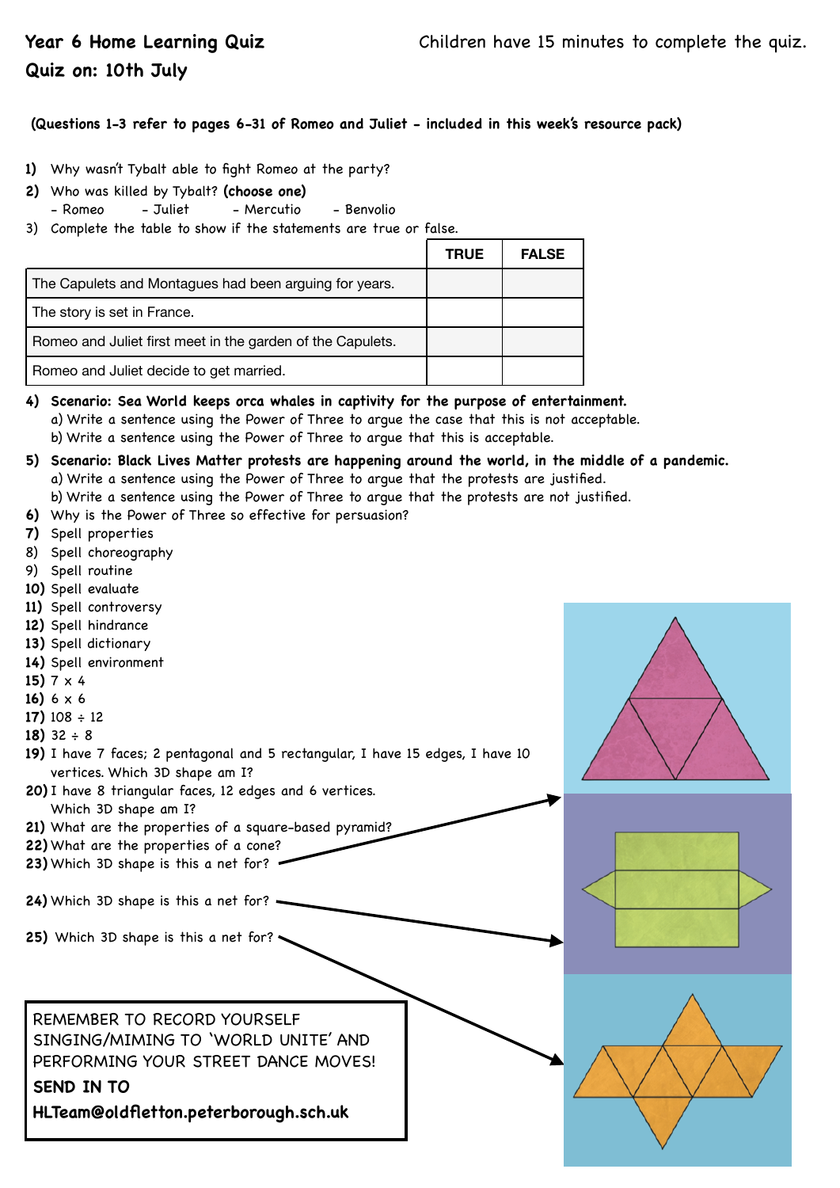**Year 6 Home Learning Quiz**

**Quiz on: 10th July**

Children have 15 minutes to complete the quiz.

**(Questions 1-3 refer to pages 6-31 of Romeo and Juliet - included in this week's resource pack)**

**1)** Why wasn't Tybalt able to fight Romeo at the party?

**2)** Who was killed by Tybalt? **(choose one)**
- Romeo - Juliet - Mercutio - Benvolio

3) Complete the table to show if the statements are true or false.

| | TRUE | FALSE |
|---|---|---|
| The Capulets and Montagues had been arguing for years. | | |
| The story is set in France. | | |
| Romeo and Juliet first meet in the garden of the Capulets. | | |
| Romeo and Juliet decide to get married. | | |

**4) Scenario: Sea World keeps orca whales in captivity for the purpose of entertainment.**
a) Write a sentence using the Power of Three to argue the case that this is not acceptable.
b) Write a sentence using the Power of Three to argue that this is acceptable.

**5) Scenario: Black Lives Matter protests are happening around the world, in the middle of a pandemic.**
a) Write a sentence using the Power of Three to argue that the protests are justified.
b) Write a sentence using the Power of Three to argue that the protests are not justified.

**6)** Why is the Power of Three so effective for persuasion?

**7)** Spell properties

8) Spell choreography

9) Spell routine

**10)** Spell evaluate

**11)** Spell controversy

**12)** Spell hindrance

**13)** Spell dictionary

**14)** Spell environment

**15)** 7 x 4

**16)** 6 x 6

**17)** 108 ÷ 12

**18)** 32 ÷ 8

**19)** I have 7 faces; 2 pentagonal and 5 rectangular, I have 15 edges, I have 10 vertices. Which 3D shape am I?

**20)** I have 8 triangular faces, 12 edges and 6 vertices. Which 3D shape am I?

**21)** What are the properties of a square-based pyramid?

**22)** What are the properties of a cone?

**23)** Which 3D shape is this a net for?

**24)** Which 3D shape is this a net for?

**25)** Which 3D shape is this a net for?

REMEMBER TO RECORD YOURSELF SINGING/MIMING TO 'WORLD UNITE' AND PERFORMING YOUR STREET DANCE MOVES!

**SEND IN TO**

**HLTeam@oldfletton.peterborough.sch.uk**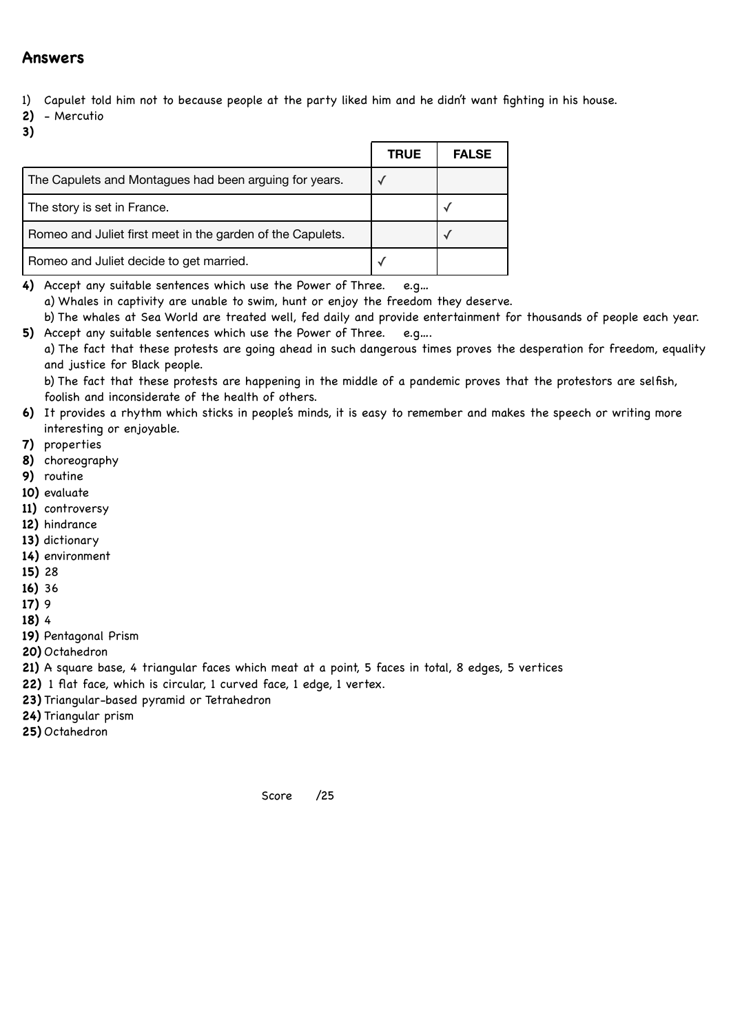## Answers

1) Capulet told him not to because people at the party liked him and he didn't want fighting in his house.
2) - Mercutio
3)

| | TRUE | FALSE |
|---|---|---|
| The Capulets and Montagues had been arguing for years. | ✓ | |
| The story is set in France. | | ✓ |
| Romeo and Juliet first meet in the garden of the Capulets. | | ✓ |
| Romeo and Juliet decide to get married. | ✓ | |

4) Accept any suitable sentences which use the Power of Three. e.g…
   a) Whales in captivity are unable to swim, hunt or enjoy the freedom they deserve.
   b) The whales at Sea World are treated well, fed daily and provide entertainment for thousands of people each year.
5) Accept any suitable sentences which use the Power of Three. e.g….
   a) The fact that these protests are going ahead in such dangerous times proves the desperation for freedom, equality and justice for Black people.
   b) The fact that these protests are happening in the middle of a pandemic proves that the protestors are selfish, foolish and inconsiderate of the health of others.
6) It provides a rhythm which sticks in people's minds, it is easy to remember and makes the speech or writing more interesting or enjoyable.
7) properties
8) choreography
9) routine
10) evaluate
11) controversy
12) hindrance
13) dictionary
14) environment
15) 28
16) 36
17) 9
18) 4
19) Pentagonal Prism
20) Octahedron
21) A square base, 4 triangular faces which meat at a point, 5 faces in total, 8 edges, 5 vertices
22) 1 flat face, which is circular, 1 curved face, 1 edge, 1 vertex.
23) Triangular-based pyramid or Tetrahedron
24) Triangular prism
25) Octahedron

Score /25